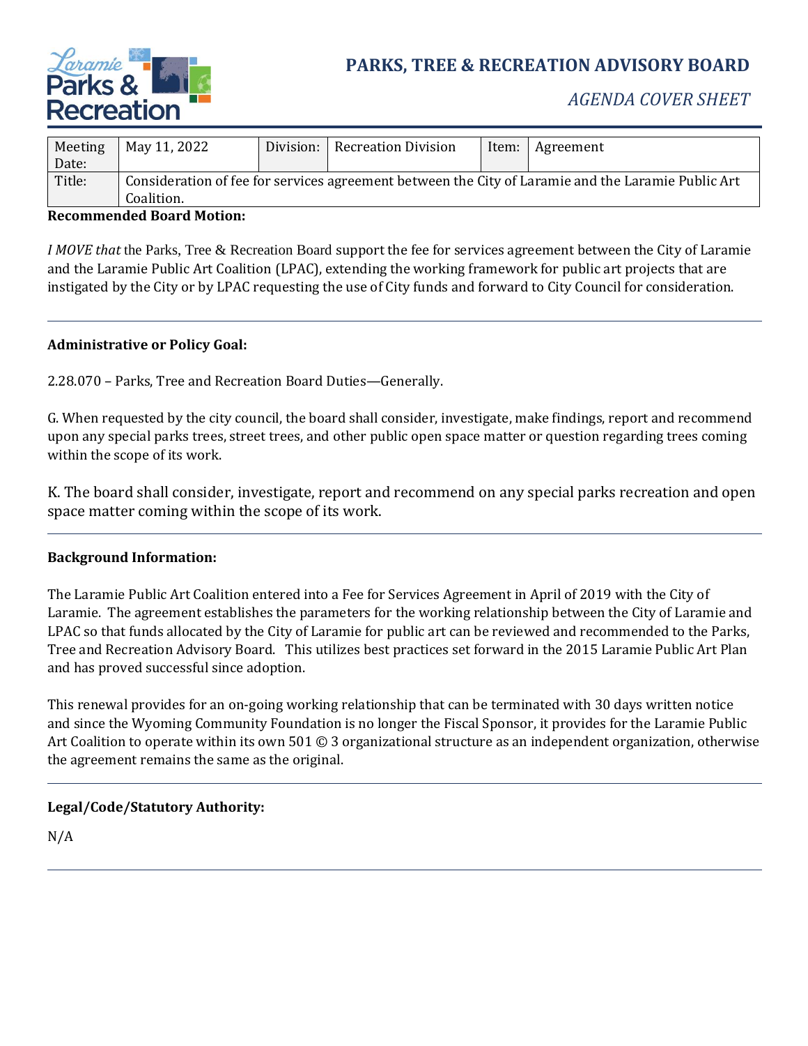# PARKS, TREE & RECREATION ADVISORY BOARD

*AGENDA COVER SHEET*

| | | | | | |
|---|---|---|---|---|---|
| Meeting Date: | May 11, 2022 | Division: | Recreation Division | Item: | Agreement |
| Title: | Consideration of fee for services agreement between the City of Laramie and the Laramie Public Art Coalition. | | | | |

**Recommended Board Motion:**

*I MOVE that* the Parks, Tree & Recreation Board support the fee for services agreement between the City of Laramie and the Laramie Public Art Coalition (LPAC), extending the working framework for public art projects that are instigated by the City or by LPAC requesting the use of City funds and forward to City Council for consideration.

---

**Administrative or Policy Goal:**

2.28.070 – Parks, Tree and Recreation Board Duties—Generally.

G. When requested by the city council, the board shall consider, investigate, make findings, report and recommend upon any special parks trees, street trees, and other public open space matter or question regarding trees coming within the scope of its work.

K. The board shall consider, investigate, report and recommend on any special parks recreation and open space matter coming within the scope of its work.

---

**Background Information:**

The Laramie Public Art Coalition entered into a Fee for Services Agreement in April of 2019 with the City of Laramie. The agreement establishes the parameters for the working relationship between the City of Laramie and LPAC so that funds allocated by the City of Laramie for public art can be reviewed and recommended to the Parks, Tree and Recreation Advisory Board. This utilizes best practices set forward in the 2015 Laramie Public Art Plan and has proved successful since adoption.

This renewal provides for an on-going working relationship that can be terminated with 30 days written notice and since the Wyoming Community Foundation is no longer the Fiscal Sponsor, it provides for the Laramie Public Art Coalition to operate within its own 501 © 3 organizational structure as an independent organization, otherwise the agreement remains the same as the original.

---

**Legal/Code/Statutory Authority:**

N/A

---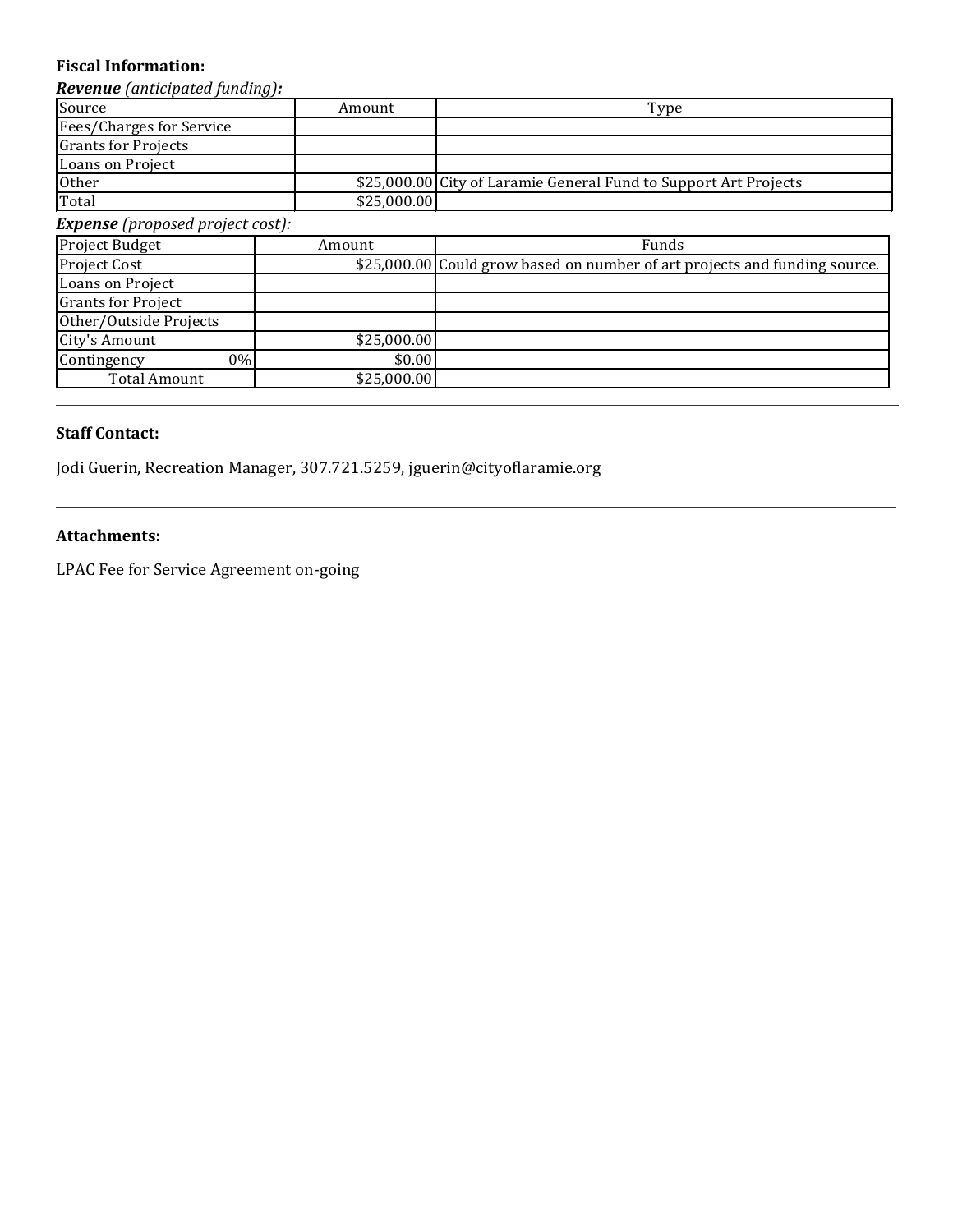**Fiscal Information:**

***Revenue** (anticipated funding)**:***

| Source | Amount | Type |
|---|---|---|
| Fees/Charges for Service | | |
| Grants for Projects | | |
| Loans on Project | | |
| Other | $25,000.00 | City of Laramie General Fund to Support Art Projects |
| Total | $25,000.00 | |

***Expense** (proposed project cost):*

| Project Budget | | Amount | Funds |
|---|---|---|---|
| Project Cost | | $25,000.00 | Could grow based on number of art projects and funding source. |
| Loans on Project | | | |
| Grants for Project | | | |
| Other/Outside Projects | | | |
| City's Amount | | $25,000.00 | |
| Contingency | 0% | $0.00 | |
| Total Amount | | $25,000.00 | |

---

**Staff Contact:**

Jodi Guerin, Recreation Manager, 307.721.5259, jguerin@cityoflaramie.org

---

**Attachments:**

LPAC Fee for Service Agreement on-going